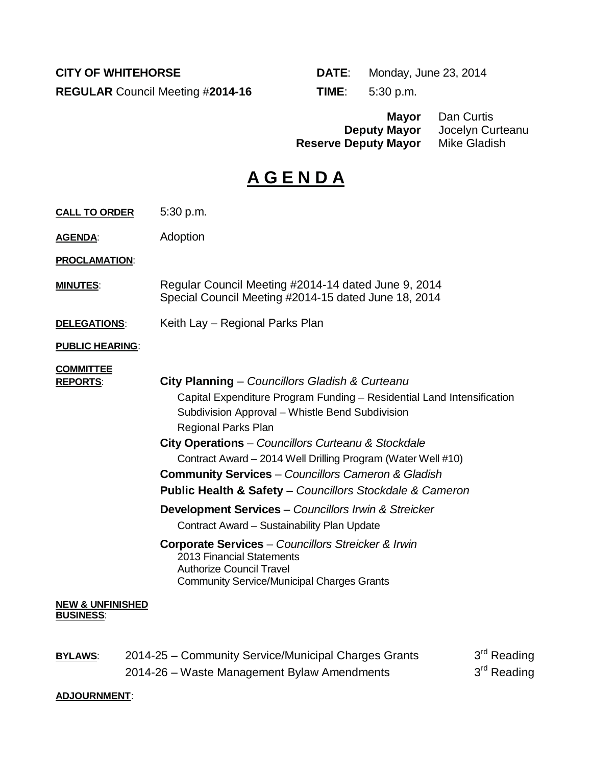**CITY OF WHITEHORSE**

**REGULAR** Council Meeting #**2014-16**

**DATE**: Monday, June 23, 2014

**TIME**: 5:30 p.m.

**Mayor** Dan Curtis
**Deputy Mayor** Jocelyn Curteanu
**Reserve Deputy Mayor** Mike Gladish

# A G E N D A

**CALL TO ORDER** 5:30 p.m.

**AGENDA**: Adoption

**PROCLAMATION**:

**MINUTES**: Regular Council Meeting #2014-14 dated June 9, 2014
Special Council Meeting #2014-15 dated June 18, 2014

**DELEGATIONS**: Keith Lay – Regional Parks Plan

**PUBLIC HEARING**:

**COMMITTEE REPORTS**:

**City Planning** – *Councillors Gladish & Curteanu*
- Capital Expenditure Program Funding – Residential Land Intensification
- Subdivision Approval – Whistle Bend Subdivision
- Regional Parks Plan

**City Operations** – *Councillors Curteanu & Stockdale*
- Contract Award – 2014 Well Drilling Program (Water Well #10)

**Community Services** – *Councillors Cameron & Gladish*

**Public Health & Safety** – *Councillors Stockdale & Cameron*

**Development Services** – *Councillors Irwin & Streicker*
- Contract Award – Sustainability Plan Update

**Corporate Services** – *Councillors Streicker & Irwin*
- 2013 Financial Statements
- Authorize Council Travel
- Community Service/Municipal Charges Grants

**NEW & UNFINISHED BUSINESS**:

**BYLAWS**:

| | |
|---|---|
| 2014-25 – Community Service/Municipal Charges Grants | 3rd Reading |
| 2014-26 – Waste Management Bylaw Amendments | 3rd Reading |

**ADJOURNMENT**: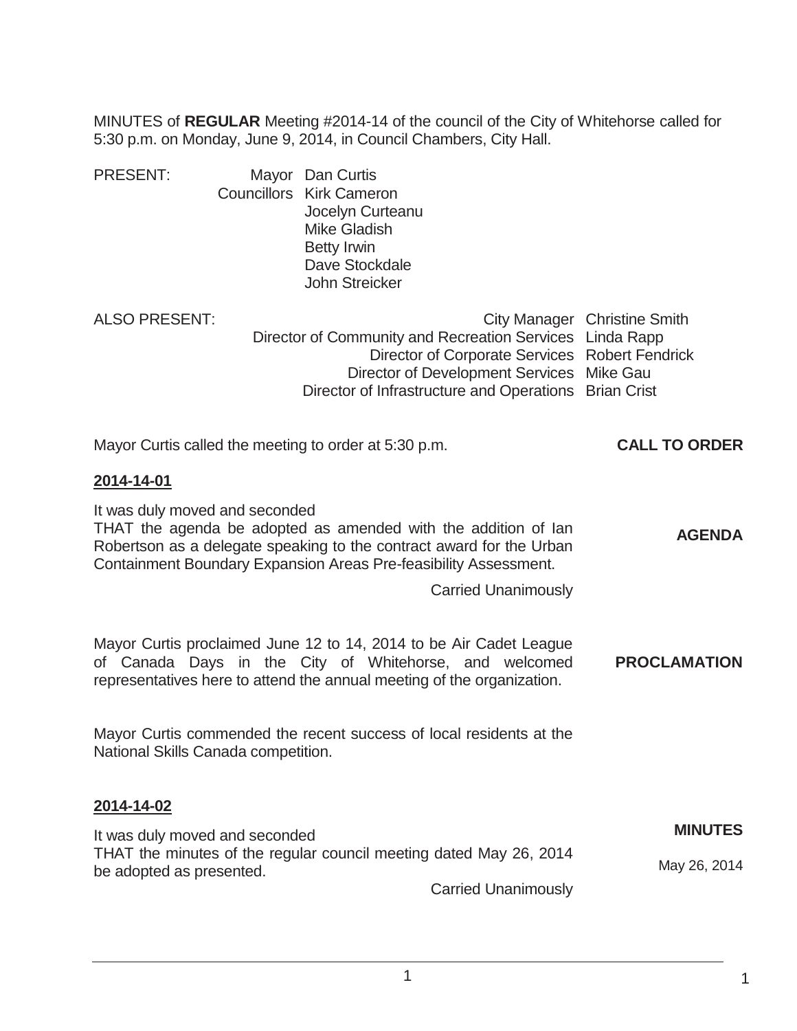MINUTES of **REGULAR** Meeting #2014-14 of the council of the City of Whitehorse called for 5:30 p.m. on Monday, June 9, 2014, in Council Chambers, City Hall.

PRESENT:
- Mayor Dan Curtis
- Councillors Kirk Cameron
  - Jocelyn Curteanu
  - Mike Gladish
  - Betty Irwin
  - Dave Stockdale
  - John Streicker

ALSO PRESENT:
- City Manager Christine Smith
- Director of Community and Recreation Services Linda Rapp
- Director of Corporate Services Robert Fendrick
- Director of Development Services Mike Gau
- Director of Infrastructure and Operations Brian Crist

**CALL TO ORDER**

Mayor Curtis called the meeting to order at 5:30 p.m.

**2014-14-01**

**AGENDA**

It was duly moved and seconded
THAT the agenda be adopted as amended with the addition of Ian Robertson as a delegate speaking to the contract award for the Urban Containment Boundary Expansion Areas Pre-feasibility Assessment.

Carried Unanimously

**PROCLAMATION**

Mayor Curtis proclaimed June 12 to 14, 2014 to be Air Cadet League of Canada Days in the City of Whitehorse, and welcomed representatives here to attend the annual meeting of the organization.

Mayor Curtis commended the recent success of local residents at the National Skills Canada competition.

**2014-14-02**

**MINUTES**

May 26, 2014

It was duly moved and seconded
THAT the minutes of the regular council meeting dated May 26, 2014 be adopted as presented.

Carried Unanimously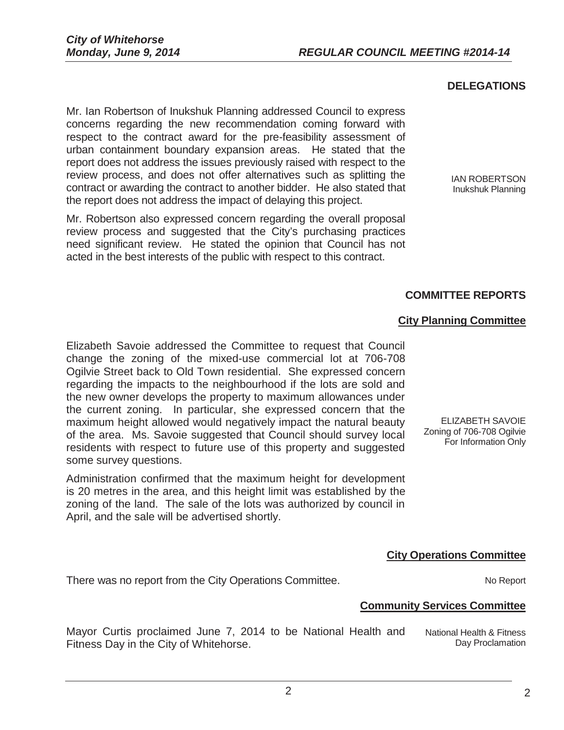## DELEGATIONS

Mr. Ian Robertson of Inukshuk Planning addressed Council to express concerns regarding the new recommendation coming forward with respect to the contract award for the pre-feasibility assessment of urban containment boundary expansion areas. He stated that the report does not address the issues previously raised with respect to the review process, and does not offer alternatives such as splitting the contract or awarding the contract to another bidder. He also stated that the report does not address the impact of delaying this project.

IAN ROBERTSON
Inukshuk Planning

Mr. Robertson also expressed concern regarding the overall proposal review process and suggested that the City's purchasing practices need significant review. He stated the opinion that Council has not acted in the best interests of the public with respect to this contract.

## COMMITTEE REPORTS

### City Planning Committee

Elizabeth Savoie addressed the Committee to request that Council change the zoning of the mixed-use commercial lot at 706-708 Ogilvie Street back to Old Town residential. She expressed concern regarding the impacts to the neighbourhood if the lots are sold and the new owner develops the property to maximum allowances under the current zoning. In particular, she expressed concern that the maximum height allowed would negatively impact the natural beauty of the area. Ms. Savoie suggested that Council should survey local residents with respect to future use of this property and suggested some survey questions.

ELIZABETH SAVOIE
Zoning of 706-708 Ogilvie
For Information Only

Administration confirmed that the maximum height for development is 20 metres in the area, and this height limit was established by the zoning of the land. The sale of the lots was authorized by council in April, and the sale will be advertised shortly.

### City Operations Committee

There was no report from the City Operations Committee.

No Report

### Community Services Committee

Mayor Curtis proclaimed June 7, 2014 to be National Health and Fitness Day in the City of Whitehorse.

National Health & Fitness
Day Proclamation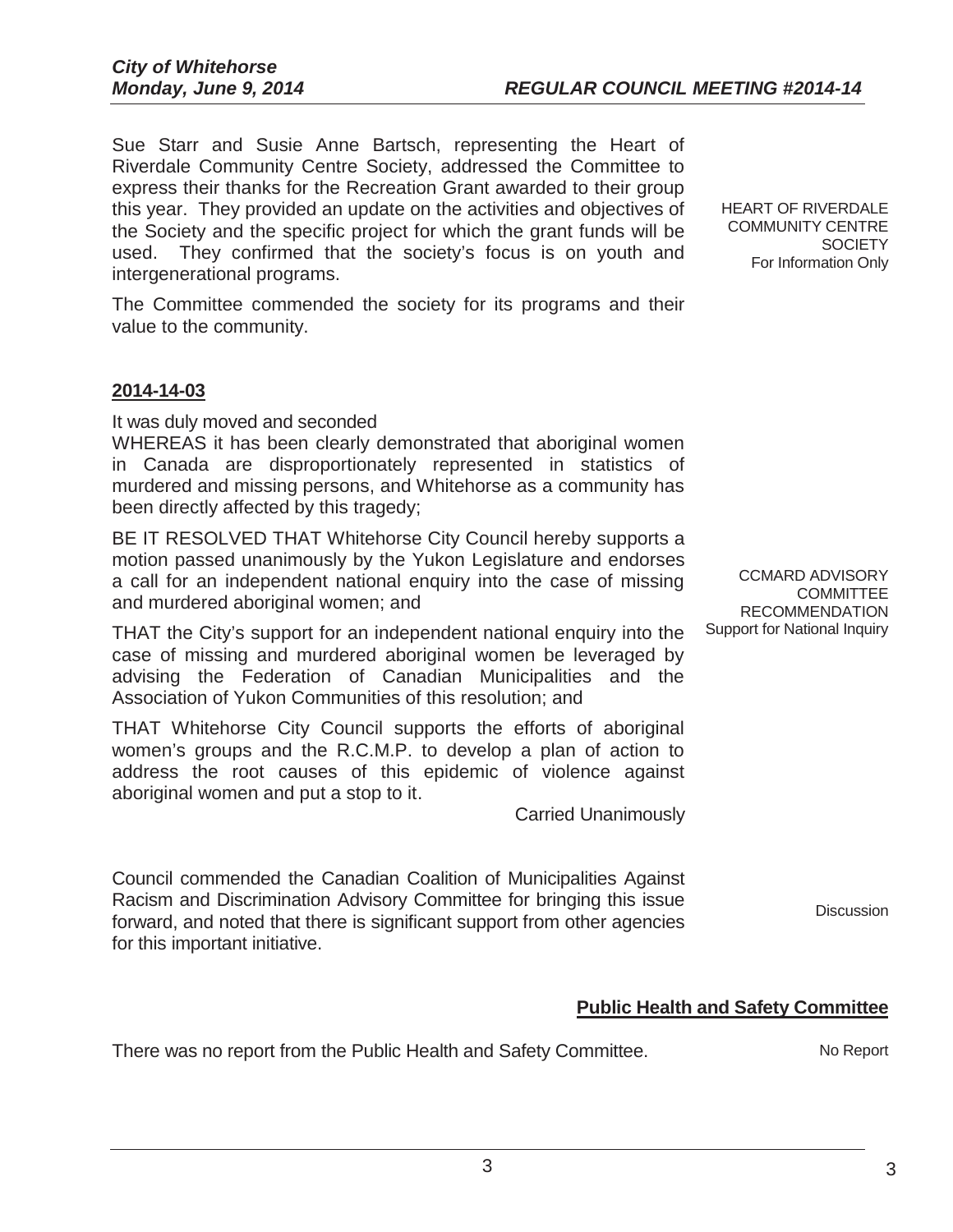Sue Starr and Susie Anne Bartsch, representing the Heart of Riverdale Community Centre Society, addressed the Committee to express their thanks for the Recreation Grant awarded to their group this year. They provided an update on the activities and objectives of the Society and the specific project for which the grant funds will be used. They confirmed that the society's focus is on youth and intergenerational programs.

HEART OF RIVERDALE COMMUNITY CENTRE SOCIETY
For Information Only

The Committee commended the society for its programs and their value to the community.

**2014-14-03**

It was duly moved and seconded

WHEREAS it has been clearly demonstrated that aboriginal women in Canada are disproportionately represented in statistics of murdered and missing persons, and Whitehorse as a community has been directly affected by this tragedy;

BE IT RESOLVED THAT Whitehorse City Council hereby supports a motion passed unanimously by the Yukon Legislature and endorses a call for an independent national enquiry into the case of missing and murdered aboriginal women; and

CCMARD ADVISORY COMMITTEE RECOMMENDATION
Support for National Inquiry

THAT the City's support for an independent national enquiry into the case of missing and murdered aboriginal women be leveraged by advising the Federation of Canadian Municipalities and the Association of Yukon Communities of this resolution; and

THAT Whitehorse City Council supports the efforts of aboriginal women's groups and the R.C.M.P. to develop a plan of action to address the root causes of this epidemic of violence against aboriginal women and put a stop to it.

Carried Unanimously

Council commended the Canadian Coalition of Municipalities Against Racism and Discrimination Advisory Committee for bringing this issue forward, and noted that there is significant support from other agencies for this important initiative.

Discussion

## Public Health and Safety Committee

There was no report from the Public Health and Safety Committee.

No Report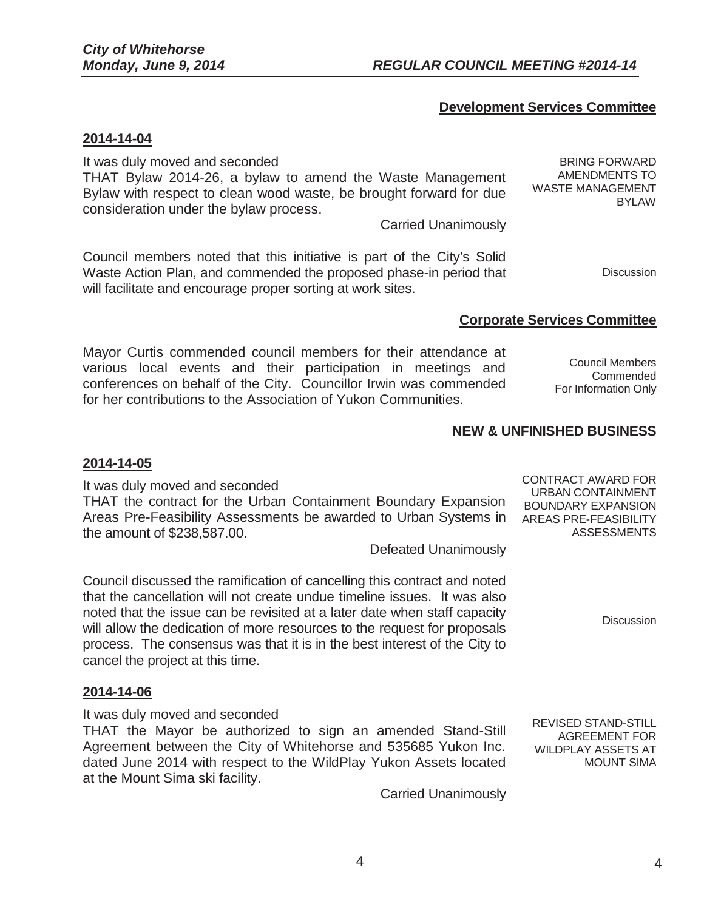### Development Services Committee

**2014-14-04**

BRING FORWARD AMENDMENTS TO WASTE MANAGEMENT BYLAW

It was duly moved and seconded
THAT Bylaw 2014-26, a bylaw to amend the Waste Management Bylaw with respect to clean wood waste, be brought forward for due consideration under the bylaw process.

Carried Unanimously

Discussion

Council members noted that this initiative is part of the City's Solid Waste Action Plan, and commended the proposed phase-in period that will facilitate and encourage proper sorting at work sites.

### Corporate Services Committee

Council Members Commended For Information Only

Mayor Curtis commended council members for their attendance at various local events and their participation in meetings and conferences on behalf of the City. Councillor Irwin was commended for her contributions to the Association of Yukon Communities.

## NEW & UNFINISHED BUSINESS

**2014-14-05**

CONTRACT AWARD FOR URBAN CONTAINMENT BOUNDARY EXPANSION AREAS PRE-FEASIBILITY ASSESSMENTS

It was duly moved and seconded
THAT the contract for the Urban Containment Boundary Expansion Areas Pre-Feasibility Assessments be awarded to Urban Systems in the amount of $238,587.00.

Defeated Unanimously

Discussion

Council discussed the ramification of cancelling this contract and noted that the cancellation will not create undue timeline issues. It was also noted that the issue can be revisited at a later date when staff capacity will allow the dedication of more resources to the request for proposals process. The consensus was that it is in the best interest of the City to cancel the project at this time.

**2014-14-06**

REVISED STAND-STILL AGREEMENT FOR WILDPLAY ASSETS AT MOUNT SIMA

It was duly moved and seconded
THAT the Mayor be authorized to sign an amended Stand-Still Agreement between the City of Whitehorse and 535685 Yukon Inc. dated June 2014 with respect to the WildPlay Yukon Assets located at the Mount Sima ski facility.

Carried Unanimously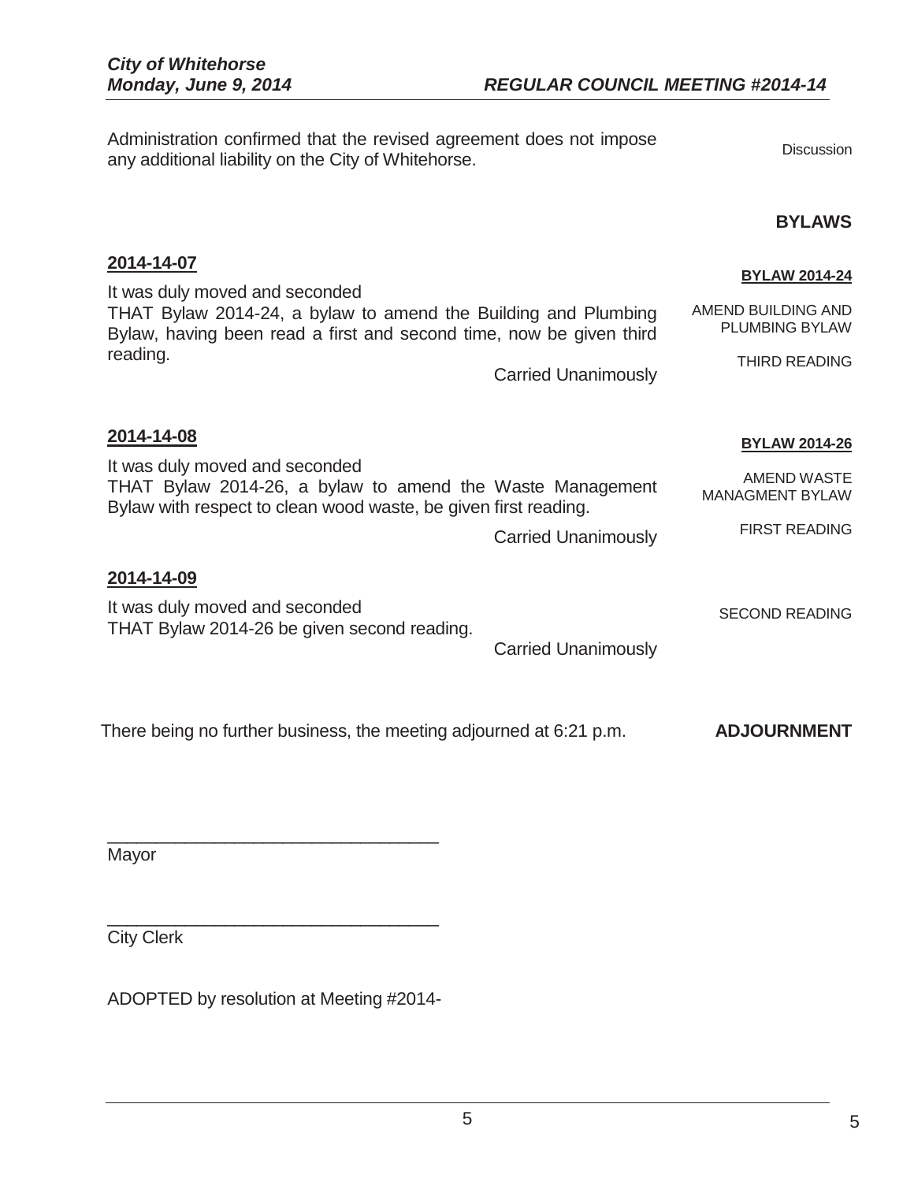Administration confirmed that the revised agreement does not impose any additional liability on the City of Whitehorse.

Discussion

## BYLAWS

**2014-14-07**

**BYLAW 2014-24**

AMEND BUILDING AND PLUMBING BYLAW

THIRD READING

It was duly moved and seconded
THAT Bylaw 2014-24, a bylaw to amend the Building and Plumbing Bylaw, having been read a first and second time, now be given third reading.

Carried Unanimously

**2014-14-08**

**BYLAW 2014-26**

AMEND WASTE MANAGMENT BYLAW

FIRST READING

It was duly moved and seconded
THAT Bylaw 2014-26, a bylaw to amend the Waste Management Bylaw with respect to clean wood waste, be given first reading.

Carried Unanimously

**2014-14-09**

SECOND READING

It was duly moved and seconded
THAT Bylaw 2014-26 be given second reading.

Carried Unanimously

**ADJOURNMENT**

There being no further business, the meeting adjourned at 6:21 p.m.

___________________________________
Mayor

___________________________________
City Clerk

ADOPTED by resolution at Meeting #2014-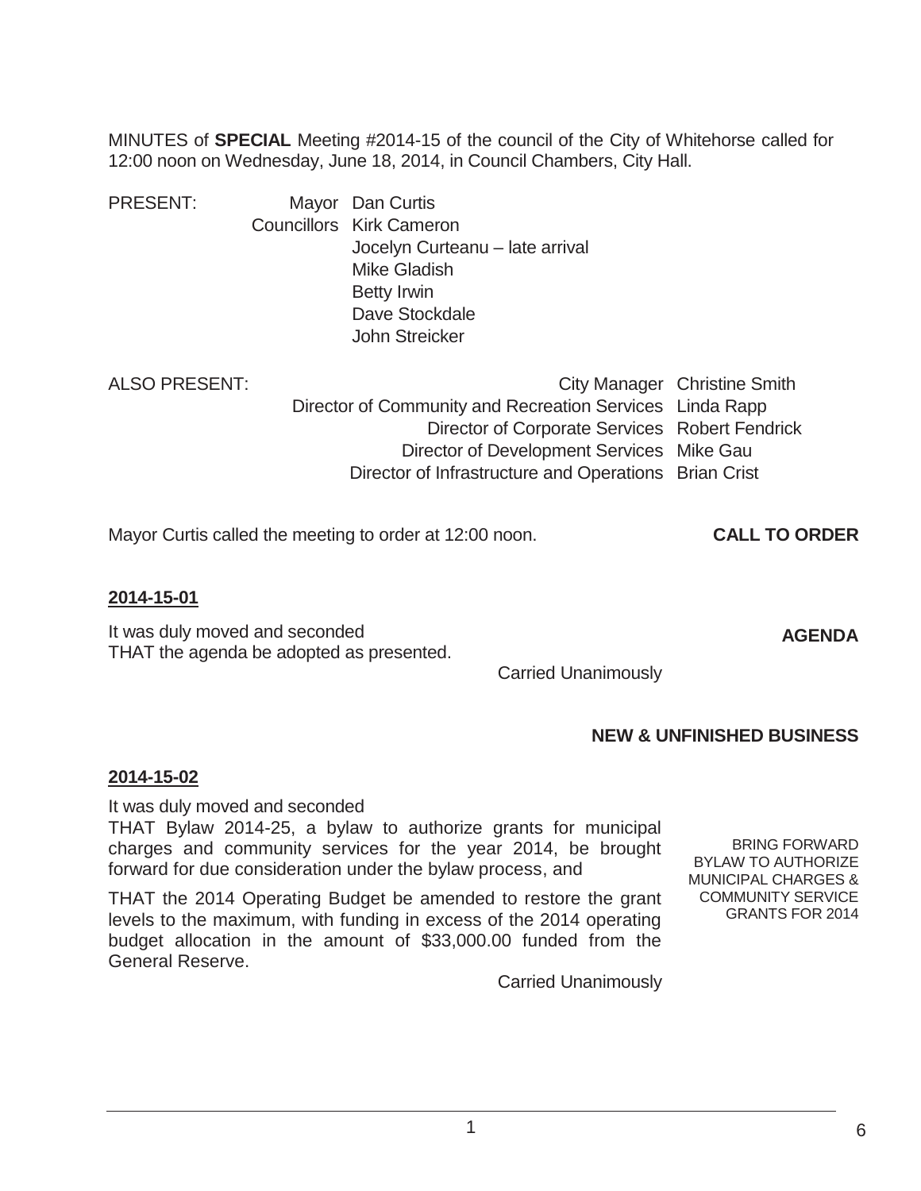MINUTES of **SPECIAL** Meeting #2014-15 of the council of the City of Whitehorse called for 12:00 noon on Wednesday, June 18, 2014, in Council Chambers, City Hall.

PRESENT:
- Mayor Dan Curtis
- Councillors Kirk Cameron
- Jocelyn Curteanu – late arrival
- Mike Gladish
- Betty Irwin
- Dave Stockdale
- John Streicker

ALSO PRESENT:
- City Manager Christine Smith
- Director of Community and Recreation Services Linda Rapp
- Director of Corporate Services Robert Fendrick
- Director of Development Services Mike Gau
- Director of Infrastructure and Operations Brian Crist

**CALL TO ORDER**

Mayor Curtis called the meeting to order at 12:00 noon.

**2014-15-01**

**AGENDA**

It was duly moved and seconded
THAT the agenda be adopted as presented.

Carried Unanimously

**NEW & UNFINISHED BUSINESS**

**2014-15-02**

BRING FORWARD BYLAW TO AUTHORIZE MUNICIPAL CHARGES & COMMUNITY SERVICE GRANTS FOR 2014

It was duly moved and seconded
THAT Bylaw 2014-25, a bylaw to authorize grants for municipal charges and community services for the year 2014, be brought forward for due consideration under the bylaw process, and

THAT the 2014 Operating Budget be amended to restore the grant levels to the maximum, with funding in excess of the 2014 operating budget allocation in the amount of $33,000.00 funded from the General Reserve.

Carried Unanimously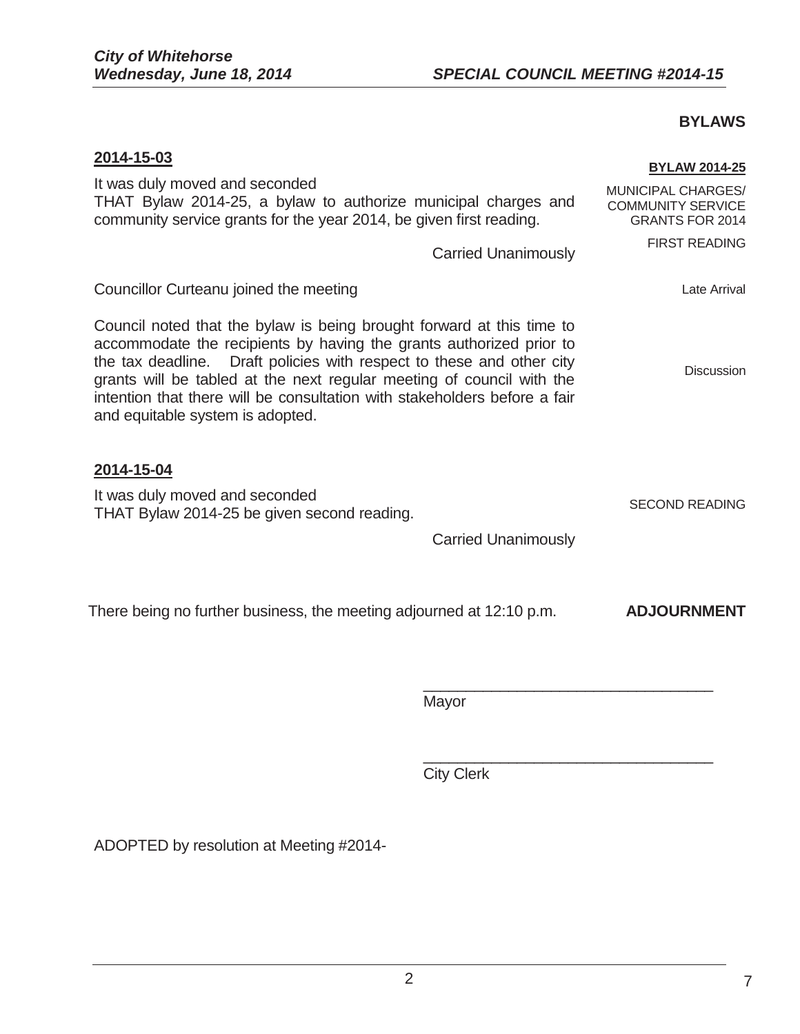## BYLAWS

**2014-15-03**

**BYLAW 2014-25**

MUNICIPAL CHARGES/ COMMUNITY SERVICE GRANTS FOR 2014

FIRST READING

It was duly moved and seconded
THAT Bylaw 2014-25, a bylaw to authorize municipal charges and community service grants for the year 2014, be given first reading.

Carried Unanimously

Late Arrival

Councillor Curteanu joined the meeting

Discussion

Council noted that the bylaw is being brought forward at this time to accommodate the recipients by having the grants authorized prior to the tax deadline. Draft policies with respect to these and other city grants will be tabled at the next regular meeting of council with the intention that there will be consultation with stakeholders before a fair and equitable system is adopted.

**2014-15-04**

SECOND READING

It was duly moved and seconded
THAT Bylaw 2014-25 be given second reading.

Carried Unanimously

**ADJOURNMENT**

There being no further business, the meeting adjourned at 12:10 p.m.

\_\_\_\_\_\_\_\_\_\_\_\_\_\_\_\_\_\_\_\_\_\_\_\_\_\_\_\_\_\_\_\_\_\_
Mayor

\_\_\_\_\_\_\_\_\_\_\_\_\_\_\_\_\_\_\_\_\_\_\_\_\_\_\_\_\_\_\_\_\_\_
City Clerk

ADOPTED by resolution at Meeting #2014-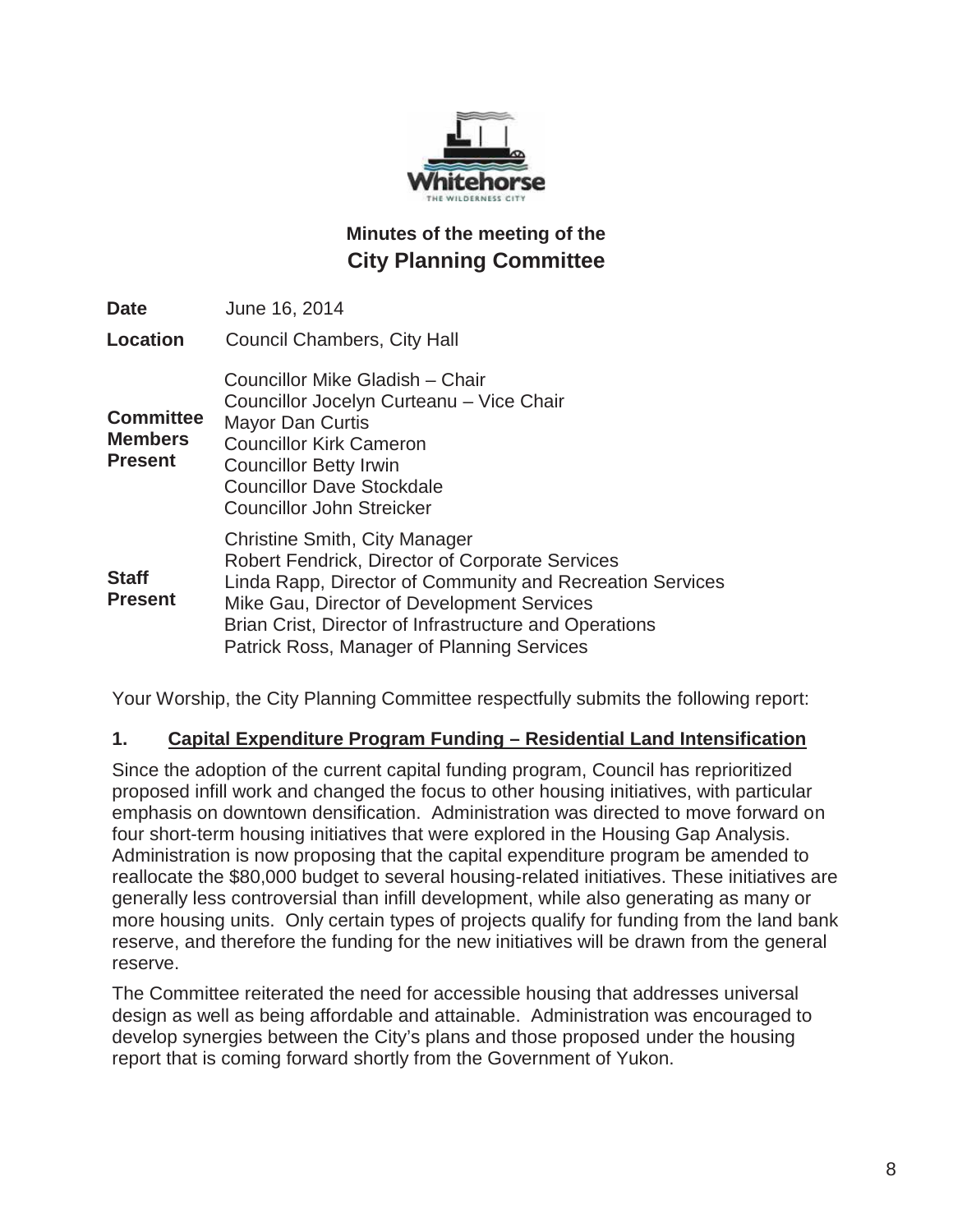## Minutes of the meeting of the City Planning Committee

| | |
|---|---|
| **Date** | June 16, 2014 |
| **Location** | Council Chambers, City Hall |
| **Committee Members Present** | Councillor Mike Gladish – Chair<br>Councillor Jocelyn Curteanu – Vice Chair<br>Mayor Dan Curtis<br>Councillor Kirk Cameron<br>Councillor Betty Irwin<br>Councillor Dave Stockdale<br>Councillor John Streicker |
| **Staff Present** | Christine Smith, City Manager<br>Robert Fendrick, Director of Corporate Services<br>Linda Rapp, Director of Community and Recreation Services<br>Mike Gau, Director of Development Services<br>Brian Crist, Director of Infrastructure and Operations<br>Patrick Ross, Manager of Planning Services |

Your Worship, the City Planning Committee respectfully submits the following report:

### 1. Capital Expenditure Program Funding – Residential Land Intensification

Since the adoption of the current capital funding program, Council has reprioritized proposed infill work and changed the focus to other housing initiatives, with particular emphasis on downtown densification. Administration was directed to move forward on four short-term housing initiatives that were explored in the Housing Gap Analysis. Administration is now proposing that the capital expenditure program be amended to reallocate the $80,000 budget to several housing-related initiatives. These initiatives are generally less controversial than infill development, while also generating as many or more housing units. Only certain types of projects qualify for funding from the land bank reserve, and therefore the funding for the new initiatives will be drawn from the general reserve.

The Committee reiterated the need for accessible housing that addresses universal design as well as being affordable and attainable. Administration was encouraged to develop synergies between the City's plans and those proposed under the housing report that is coming forward shortly from the Government of Yukon.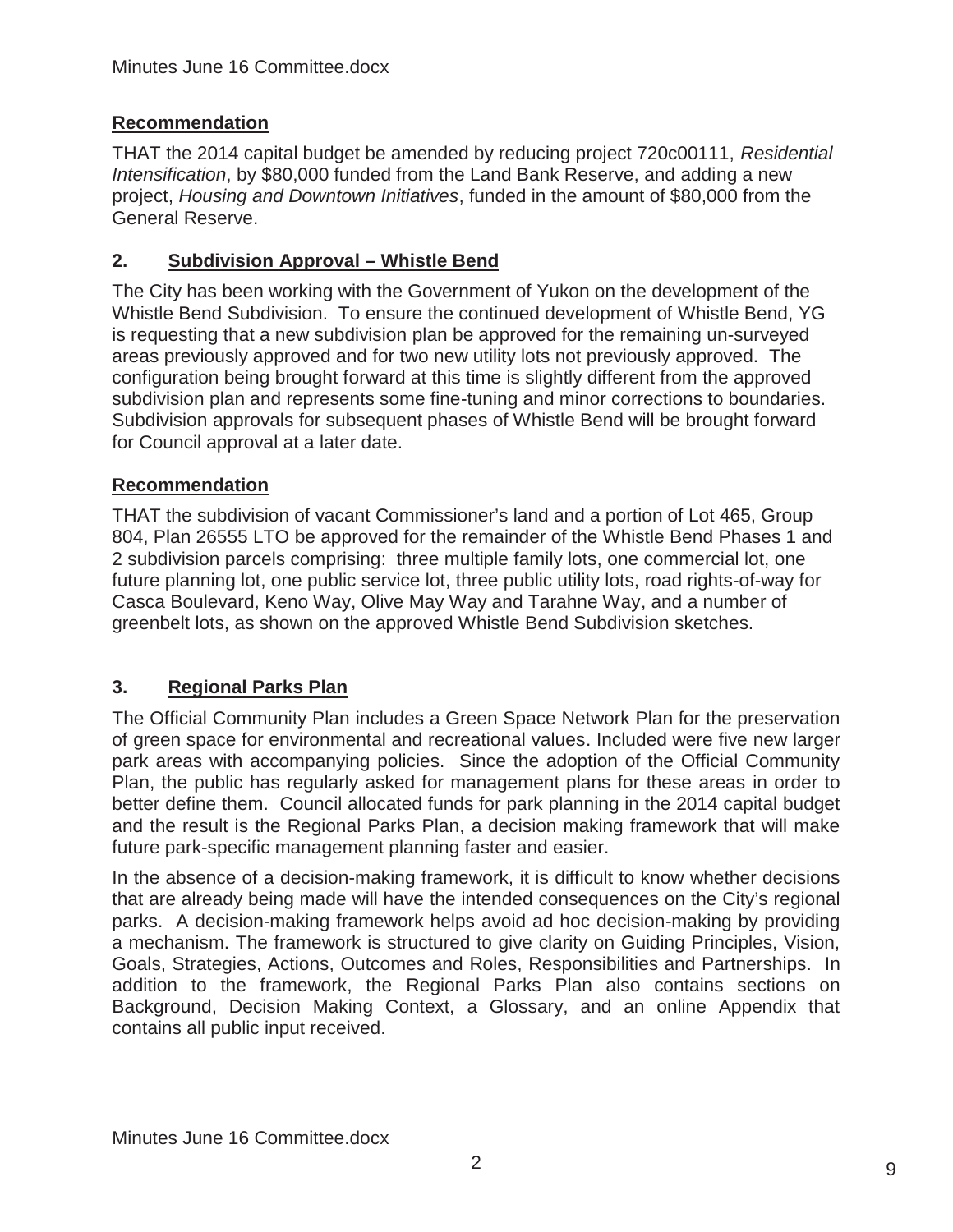**Recommendation**

THAT the 2014 capital budget be amended by reducing project 720c00111, *Residential Intensification*, by $80,000 funded from the Land Bank Reserve, and adding a new project, *Housing and Downtown Initiatives*, funded in the amount of $80,000 from the General Reserve.

## 2. Subdivision Approval – Whistle Bend

The City has been working with the Government of Yukon on the development of the Whistle Bend Subdivision. To ensure the continued development of Whistle Bend, YG is requesting that a new subdivision plan be approved for the remaining un-surveyed areas previously approved and for two new utility lots not previously approved. The configuration being brought forward at this time is slightly different from the approved subdivision plan and represents some fine-tuning and minor corrections to boundaries. Subdivision approvals for subsequent phases of Whistle Bend will be brought forward for Council approval at a later date.

**Recommendation**

THAT the subdivision of vacant Commissioner's land and a portion of Lot 465, Group 804, Plan 26555 LTO be approved for the remainder of the Whistle Bend Phases 1 and 2 subdivision parcels comprising: three multiple family lots, one commercial lot, one future planning lot, one public service lot, three public utility lots, road rights-of-way for Casca Boulevard, Keno Way, Olive May Way and Tarahne Way, and a number of greenbelt lots, as shown on the approved Whistle Bend Subdivision sketches.

## 3. Regional Parks Plan

The Official Community Plan includes a Green Space Network Plan for the preservation of green space for environmental and recreational values. Included were five new larger park areas with accompanying policies. Since the adoption of the Official Community Plan, the public has regularly asked for management plans for these areas in order to better define them. Council allocated funds for park planning in the 2014 capital budget and the result is the Regional Parks Plan, a decision making framework that will make future park-specific management planning faster and easier.

In the absence of a decision-making framework, it is difficult to know whether decisions that are already being made will have the intended consequences on the City's regional parks. A decision-making framework helps avoid ad hoc decision-making by providing a mechanism. The framework is structured to give clarity on Guiding Principles, Vision, Goals, Strategies, Actions, Outcomes and Roles, Responsibilities and Partnerships. In addition to the framework, the Regional Parks Plan also contains sections on Background, Decision Making Context, a Glossary, and an online Appendix that contains all public input received.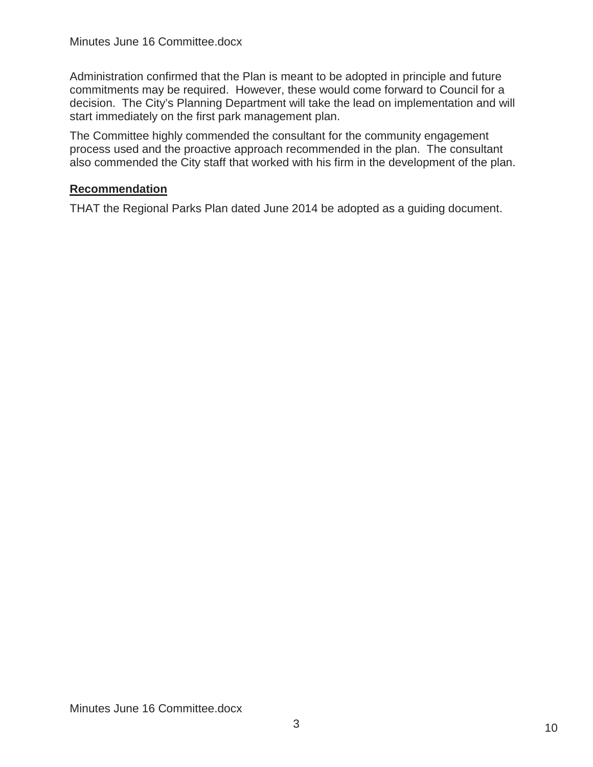Administration confirmed that the Plan is meant to be adopted in principle and future commitments may be required. However, these would come forward to Council for a decision. The City's Planning Department will take the lead on implementation and will start immediately on the first park management plan.

The Committee highly commended the consultant for the community engagement process used and the proactive approach recommended in the plan. The consultant also commended the City staff that worked with his firm in the development of the plan.

**Recommendation**

THAT the Regional Parks Plan dated June 2014 be adopted as a guiding document.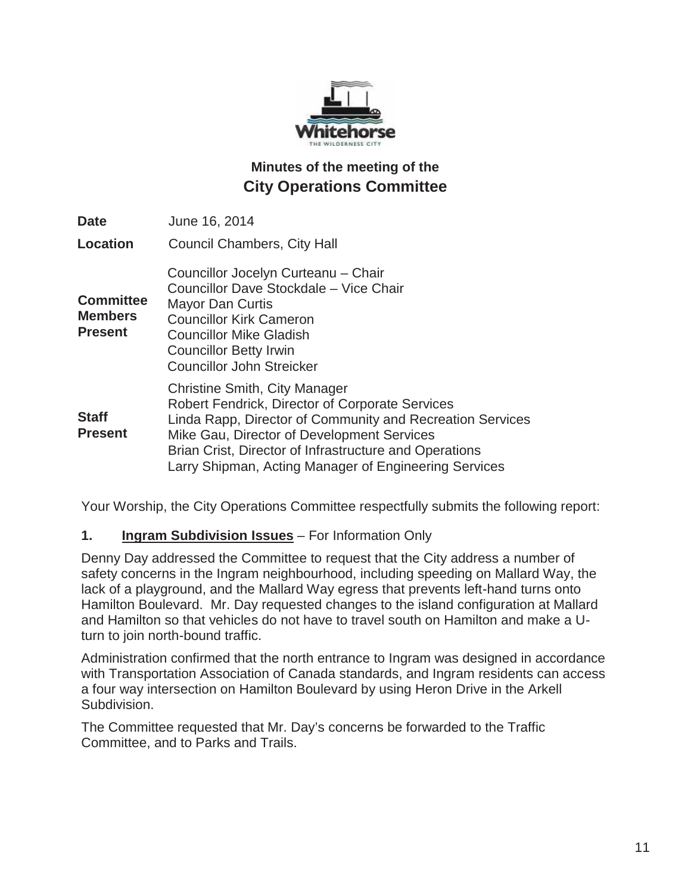## Minutes of the meeting of the
## City Operations Committee

| | |
|---|---|
| **Date** | June 16, 2014 |
| **Location** | Council Chambers, City Hall |
| **Committee Members Present** | Councillor Jocelyn Curteanu – Chair<br>Councillor Dave Stockdale – Vice Chair<br>Mayor Dan Curtis<br>Councillor Kirk Cameron<br>Councillor Mike Gladish<br>Councillor Betty Irwin<br>Councillor John Streicker |
| **Staff Present** | Christine Smith, City Manager<br>Robert Fendrick, Director of Corporate Services<br>Linda Rapp, Director of Community and Recreation Services<br>Mike Gau, Director of Development Services<br>Brian Crist, Director of Infrastructure and Operations<br>Larry Shipman, Acting Manager of Engineering Services |

Your Worship, the City Operations Committee respectfully submits the following report:

**1. Ingram Subdivision Issues** – For Information Only

Denny Day addressed the Committee to request that the City address a number of safety concerns in the Ingram neighbourhood, including speeding on Mallard Way, the lack of a playground, and the Mallard Way egress that prevents left-hand turns onto Hamilton Boulevard. Mr. Day requested changes to the island configuration at Mallard and Hamilton so that vehicles do not have to travel south on Hamilton and make a U-turn to join north-bound traffic.

Administration confirmed that the north entrance to Ingram was designed in accordance with Transportation Association of Canada standards, and Ingram residents can access a four way intersection on Hamilton Boulevard by using Heron Drive in the Arkell Subdivision.

The Committee requested that Mr. Day's concerns be forwarded to the Traffic Committee, and to Parks and Trails.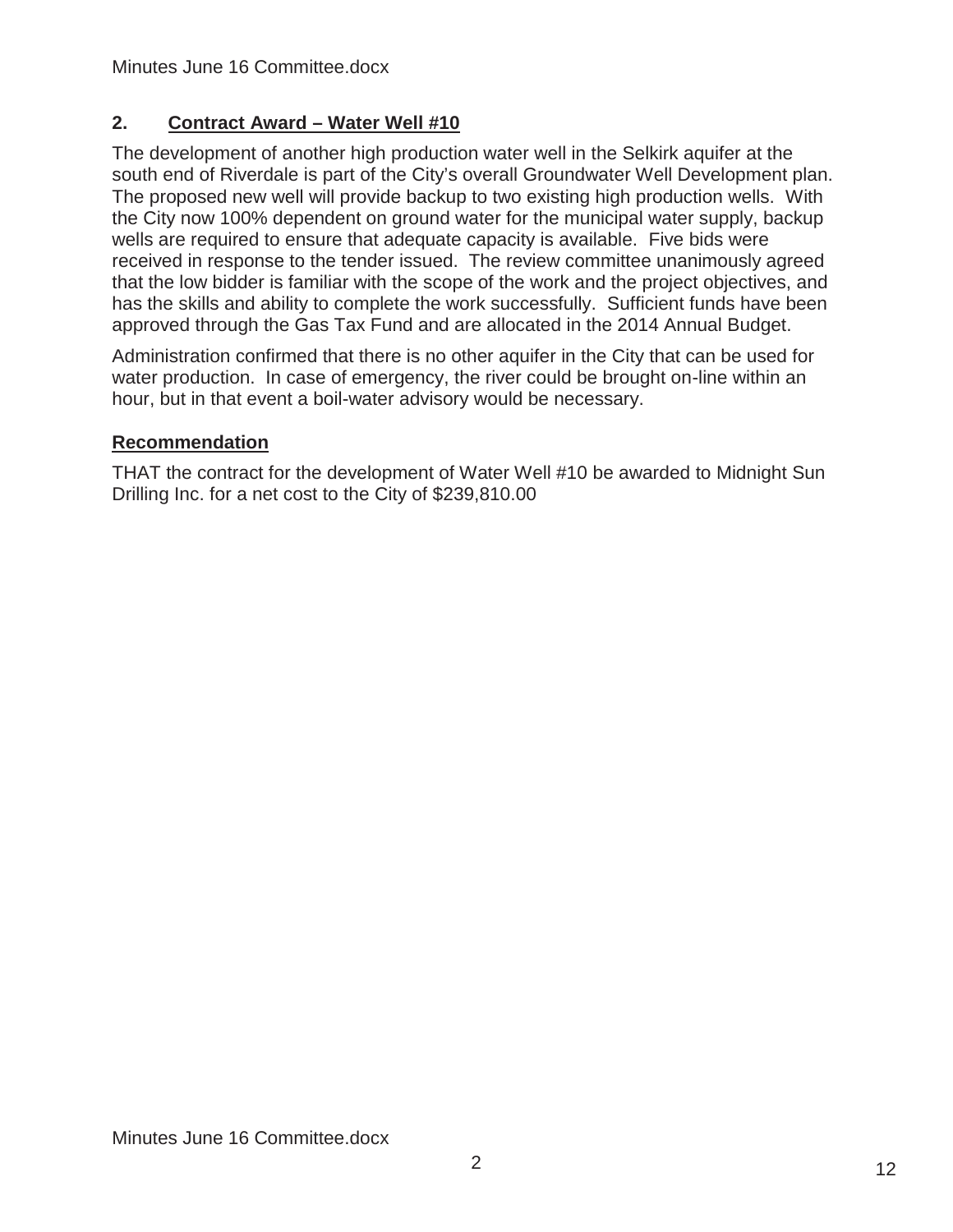## 2. Contract Award – Water Well #10

The development of another high production water well in the Selkirk aquifer at the south end of Riverdale is part of the City's overall Groundwater Well Development plan. The proposed new well will provide backup to two existing high production wells. With the City now 100% dependent on ground water for the municipal water supply, backup wells are required to ensure that adequate capacity is available. Five bids were received in response to the tender issued. The review committee unanimously agreed that the low bidder is familiar with the scope of the work and the project objectives, and has the skills and ability to complete the work successfully. Sufficient funds have been approved through the Gas Tax Fund and are allocated in the 2014 Annual Budget.

Administration confirmed that there is no other aquifer in the City that can be used for water production. In case of emergency, the river could be brought on-line within an hour, but in that event a boil-water advisory would be necessary.

### Recommendation

THAT the contract for the development of Water Well #10 be awarded to Midnight Sun Drilling Inc. for a net cost to the City of $239,810.00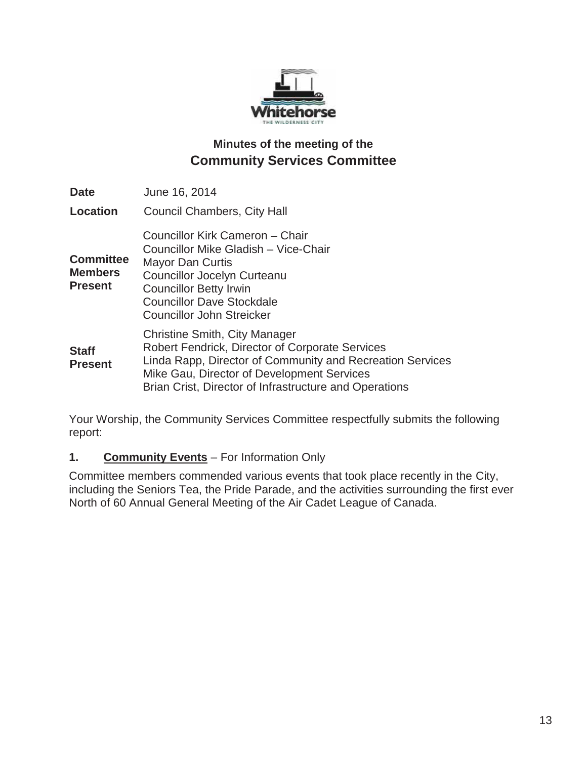# Minutes of the meeting of the
## Community Services Committee

| | |
|---|---|
| **Date** | June 16, 2014 |
| **Location** | Council Chambers, City Hall |
| **Committee Members Present** | Councillor Kirk Cameron – Chair<br>Councillor Mike Gladish – Vice-Chair<br>Mayor Dan Curtis<br>Councillor Jocelyn Curteanu<br>Councillor Betty Irwin<br>Councillor Dave Stockdale<br>Councillor John Streicker |
| **Staff Present** | Christine Smith, City Manager<br>Robert Fendrick, Director of Corporate Services<br>Linda Rapp, Director of Community and Recreation Services<br>Mike Gau, Director of Development Services<br>Brian Crist, Director of Infrastructure and Operations |

Your Worship, the Community Services Committee respectfully submits the following report:

**1. Community Events** – For Information Only

Committee members commended various events that took place recently in the City, including the Seniors Tea, the Pride Parade, and the activities surrounding the first ever North of 60 Annual General Meeting of the Air Cadet League of Canada.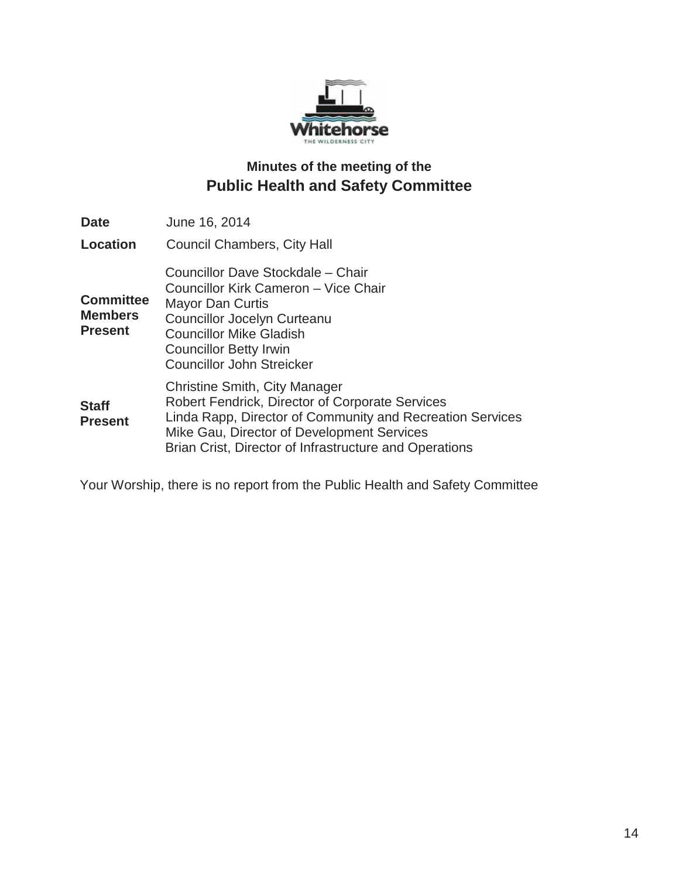## Minutes of the meeting of the

# Public Health and Safety Committee

| | |
|---|---|
| **Date** | June 16, 2014 |
| **Location** | Council Chambers, City Hall |
| **Committee Members Present** | Councillor Dave Stockdale – Chair<br>Councillor Kirk Cameron – Vice Chair<br>Mayor Dan Curtis<br>Councillor Jocelyn Curteanu<br>Councillor Mike Gladish<br>Councillor Betty Irwin<br>Councillor John Streicker |
| **Staff Present** | Christine Smith, City Manager<br>Robert Fendrick, Director of Corporate Services<br>Linda Rapp, Director of Community and Recreation Services<br>Mike Gau, Director of Development Services<br>Brian Crist, Director of Infrastructure and Operations |

Your Worship, there is no report from the Public Health and Safety Committee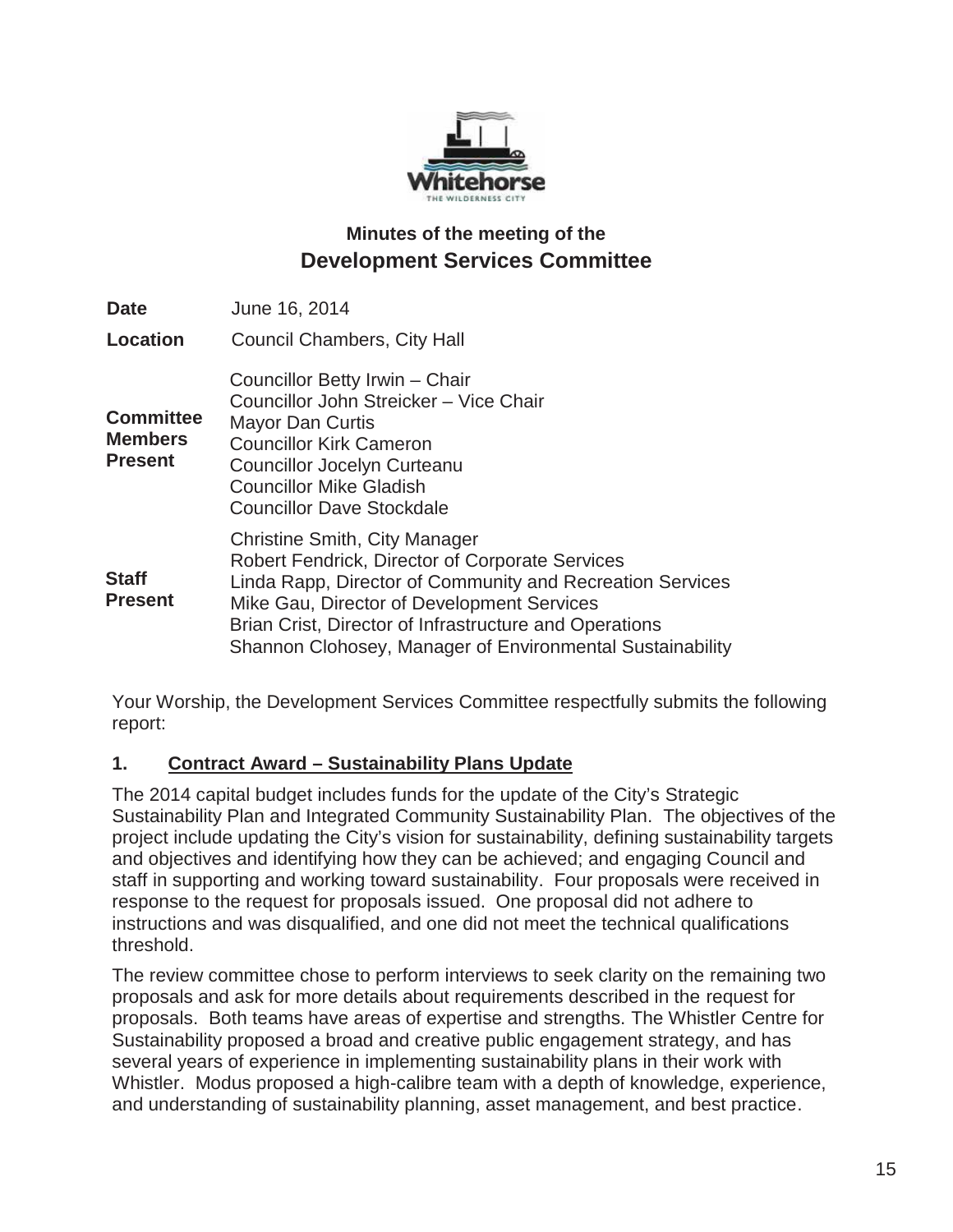## Minutes of the meeting of the

# Development Services Committee

| | |
|---|---|
| **Date** | June 16, 2014 |
| **Location** | Council Chambers, City Hall |
| **Committee Members Present** | Councillor Betty Irwin – Chair<br>Councillor John Streicker – Vice Chair<br>Mayor Dan Curtis<br>Councillor Kirk Cameron<br>Councillor Jocelyn Curteanu<br>Councillor Mike Gladish<br>Councillor Dave Stockdale |
| **Staff Present** | Christine Smith, City Manager<br>Robert Fendrick, Director of Corporate Services<br>Linda Rapp, Director of Community and Recreation Services<br>Mike Gau, Director of Development Services<br>Brian Crist, Director of Infrastructure and Operations<br>Shannon Clohosey, Manager of Environmental Sustainability |

Your Worship, the Development Services Committee respectfully submits the following report:

**1. <u>Contract Award – Sustainability Plans Update</u>**

The 2014 capital budget includes funds for the update of the City's Strategic Sustainability Plan and Integrated Community Sustainability Plan. The objectives of the project include updating the City's vision for sustainability, defining sustainability targets and objectives and identifying how they can be achieved; and engaging Council and staff in supporting and working toward sustainability. Four proposals were received in response to the request for proposals issued. One proposal did not adhere to instructions and was disqualified, and one did not meet the technical qualifications threshold.

The review committee chose to perform interviews to seek clarity on the remaining two proposals and ask for more details about requirements described in the request for proposals. Both teams have areas of expertise and strengths. The Whistler Centre for Sustainability proposed a broad and creative public engagement strategy, and has several years of experience in implementing sustainability plans in their work with Whistler. Modus proposed a high-calibre team with a depth of knowledge, experience, and understanding of sustainability planning, asset management, and best practice.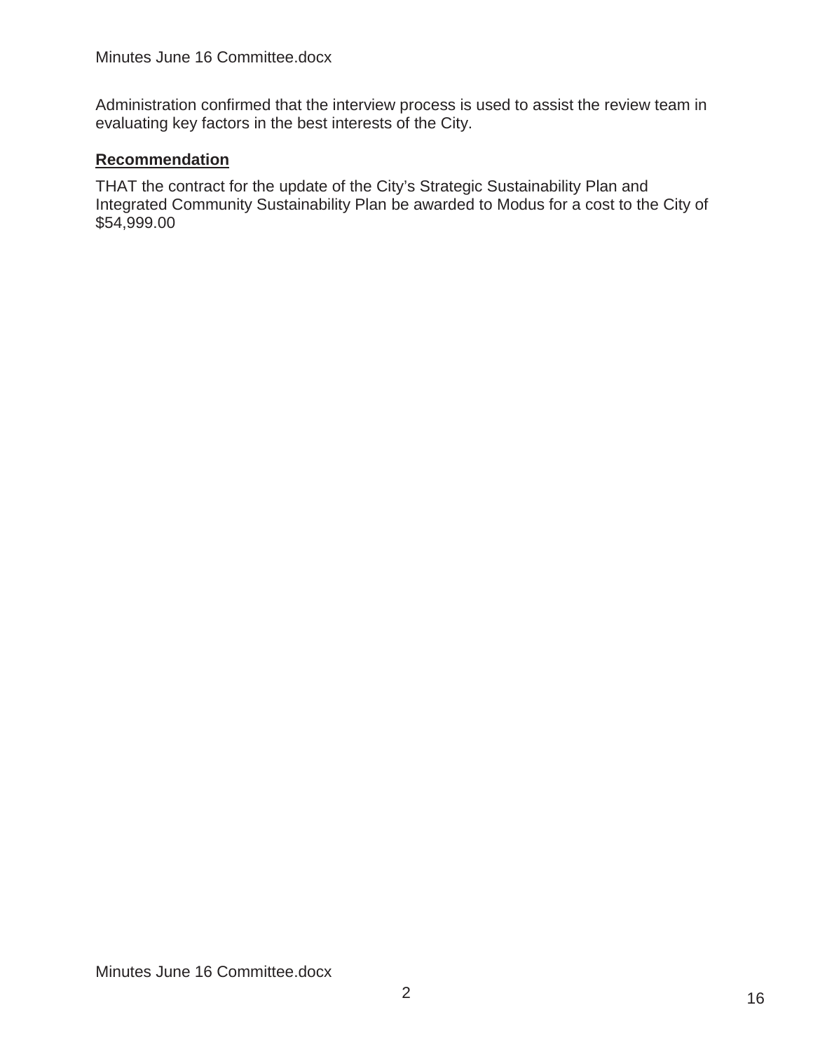Administration confirmed that the interview process is used to assist the review team in evaluating key factors in the best interests of the City.

**Recommendation**

THAT the contract for the update of the City's Strategic Sustainability Plan and Integrated Community Sustainability Plan be awarded to Modus for a cost to the City of $54,999.00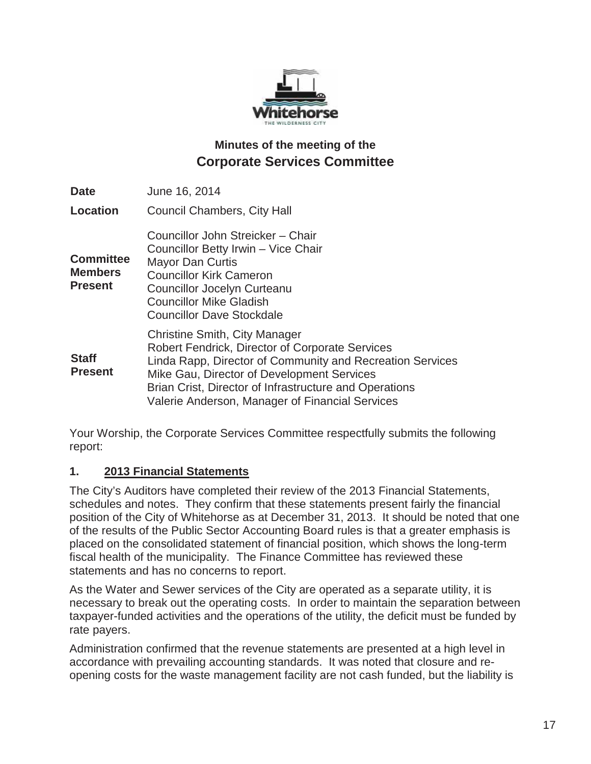## Minutes of the meeting of the
# Corporate Services Committee

| | |
|---|---|
| **Date** | June 16, 2014 |
| **Location** | Council Chambers, City Hall |
| **Committee Members Present** | Councillor John Streicker – Chair<br>Councillor Betty Irwin – Vice Chair<br>Mayor Dan Curtis<br>Councillor Kirk Cameron<br>Councillor Jocelyn Curteanu<br>Councillor Mike Gladish<br>Councillor Dave Stockdale |
| **Staff Present** | Christine Smith, City Manager<br>Robert Fendrick, Director of Corporate Services<br>Linda Rapp, Director of Community and Recreation Services<br>Mike Gau, Director of Development Services<br>Brian Crist, Director of Infrastructure and Operations<br>Valerie Anderson, Manager of Financial Services |

Your Worship, the Corporate Services Committee respectfully submits the following report:

**1. <u>2013 Financial Statements</u>**

The City's Auditors have completed their review of the 2013 Financial Statements, schedules and notes. They confirm that these statements present fairly the financial position of the City of Whitehorse as at December 31, 2013. It should be noted that one of the results of the Public Sector Accounting Board rules is that a greater emphasis is placed on the consolidated statement of financial position, which shows the long-term fiscal health of the municipality. The Finance Committee has reviewed these statements and has no concerns to report.

As the Water and Sewer services of the City are operated as a separate utility, it is necessary to break out the operating costs. In order to maintain the separation between taxpayer-funded activities and the operations of the utility, the deficit must be funded by rate payers.

Administration confirmed that the revenue statements are presented at a high level in accordance with prevailing accounting standards. It was noted that closure and re-opening costs for the waste management facility are not cash funded, but the liability is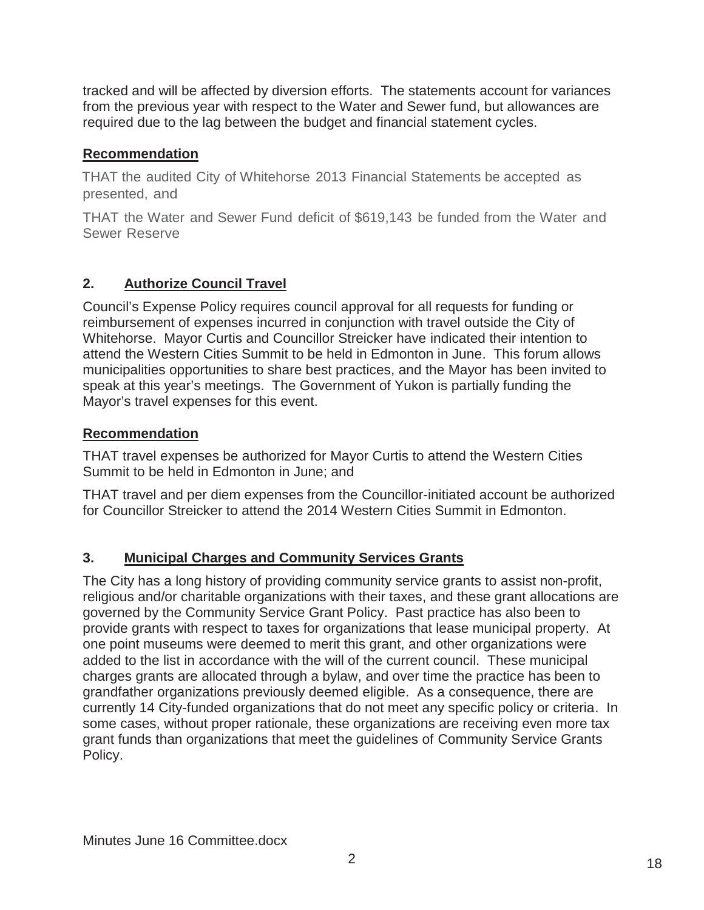tracked and will be affected by diversion efforts. The statements account for variances from the previous year with respect to the Water and Sewer fund, but allowances are required due to the lag between the budget and financial statement cycles.

**Recommendation**

THAT the audited City of Whitehorse 2013 Financial Statements be accepted as presented, and

THAT the Water and Sewer Fund deficit of $619,143 be funded from the Water and Sewer Reserve

## 2. Authorize Council Travel

Council's Expense Policy requires council approval for all requests for funding or reimbursement of expenses incurred in conjunction with travel outside the City of Whitehorse. Mayor Curtis and Councillor Streicker have indicated their intention to attend the Western Cities Summit to be held in Edmonton in June. This forum allows municipalities opportunities to share best practices, and the Mayor has been invited to speak at this year's meetings. The Government of Yukon is partially funding the Mayor's travel expenses for this event.

**Recommendation**

THAT travel expenses be authorized for Mayor Curtis to attend the Western Cities Summit to be held in Edmonton in June; and

THAT travel and per diem expenses from the Councillor-initiated account be authorized for Councillor Streicker to attend the 2014 Western Cities Summit in Edmonton.

## 3. Municipal Charges and Community Services Grants

The City has a long history of providing community service grants to assist non-profit, religious and/or charitable organizations with their taxes, and these grant allocations are governed by the Community Service Grant Policy. Past practice has also been to provide grants with respect to taxes for organizations that lease municipal property. At one point museums were deemed to merit this grant, and other organizations were added to the list in accordance with the will of the current council. These municipal charges grants are allocated through a bylaw, and over time the practice has been to grandfather organizations previously deemed eligible. As a consequence, there are currently 14 City-funded organizations that do not meet any specific policy or criteria. In some cases, without proper rationale, these organizations are receiving even more tax grant funds than organizations that meet the guidelines of Community Service Grants Policy.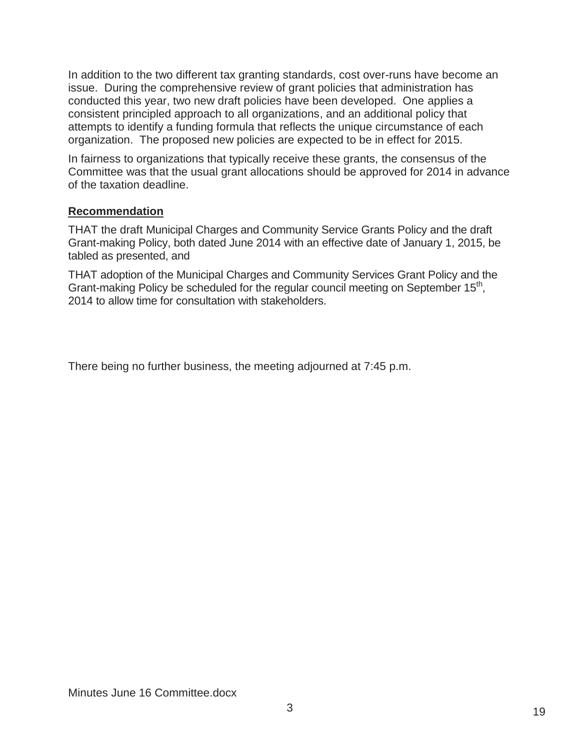In addition to the two different tax granting standards, cost over-runs have become an issue. During the comprehensive review of grant policies that administration has conducted this year, two new draft policies have been developed. One applies a consistent principled approach to all organizations, and an additional policy that attempts to identify a funding formula that reflects the unique circumstance of each organization. The proposed new policies are expected to be in effect for 2015.

In fairness to organizations that typically receive these grants, the consensus of the Committee was that the usual grant allocations should be approved for 2014 in advance of the taxation deadline.

**Recommendation**

THAT the draft Municipal Charges and Community Service Grants Policy and the draft Grant-making Policy, both dated June 2014 with an effective date of January 1, 2015, be tabled as presented, and

THAT adoption of the Municipal Charges and Community Services Grant Policy and the Grant-making Policy be scheduled for the regular council meeting on September 15th, 2014 to allow time for consultation with stakeholders.

There being no further business, the meeting adjourned at 7:45 p.m.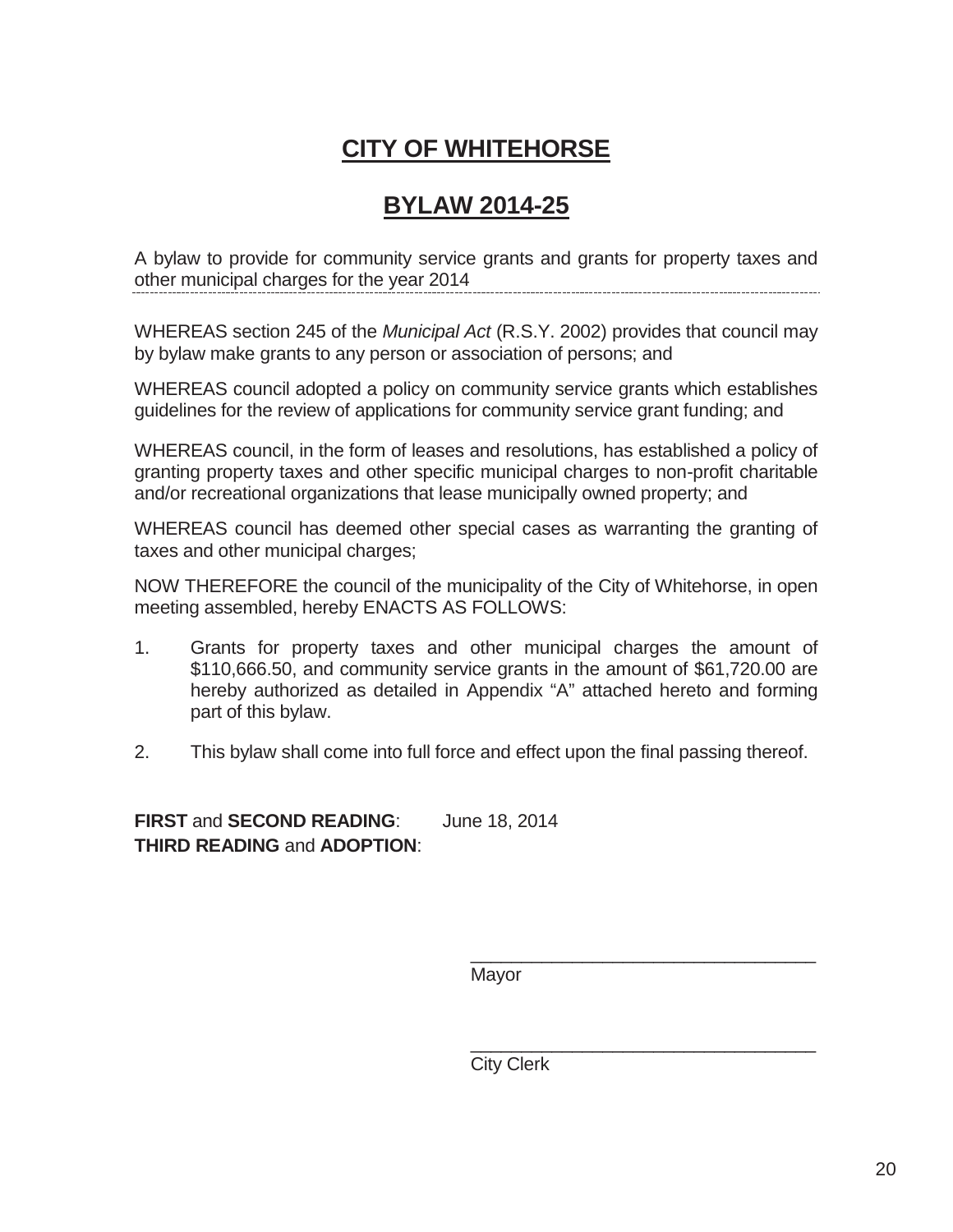# CITY OF WHITEHORSE

# BYLAW 2014-25

A bylaw to provide for community service grants and grants for property taxes and other municipal charges for the year 2014

---

WHEREAS section 245 of the *Municipal Act* (R.S.Y. 2002) provides that council may by bylaw make grants to any person or association of persons; and

WHEREAS council adopted a policy on community service grants which establishes guidelines for the review of applications for community service grant funding; and

WHEREAS council, in the form of leases and resolutions, has established a policy of granting property taxes and other specific municipal charges to non-profit charitable and/or recreational organizations that lease municipally owned property; and

WHEREAS council has deemed other special cases as warranting the granting of taxes and other municipal charges;

NOW THEREFORE the council of the municipality of the City of Whitehorse, in open meeting assembled, hereby ENACTS AS FOLLOWS:

1. Grants for property taxes and other municipal charges the amount of $110,666.50, and community service grants in the amount of $61,720.00 are hereby authorized as detailed in Appendix "A" attached hereto and forming part of this bylaw.

2. This bylaw shall come into full force and effect upon the final passing thereof.

**FIRST** and **SECOND READING**: June 18, 2014
**THIRD READING** and **ADOPTION**:

\_\_\_\_\_\_\_\_\_\_\_\_\_\_\_\_\_\_\_\_\_\_\_\_\_\_\_\_\_\_\_\_\_\_
Mayor

\_\_\_\_\_\_\_\_\_\_\_\_\_\_\_\_\_\_\_\_\_\_\_\_\_\_\_\_\_\_\_\_\_\_
City Clerk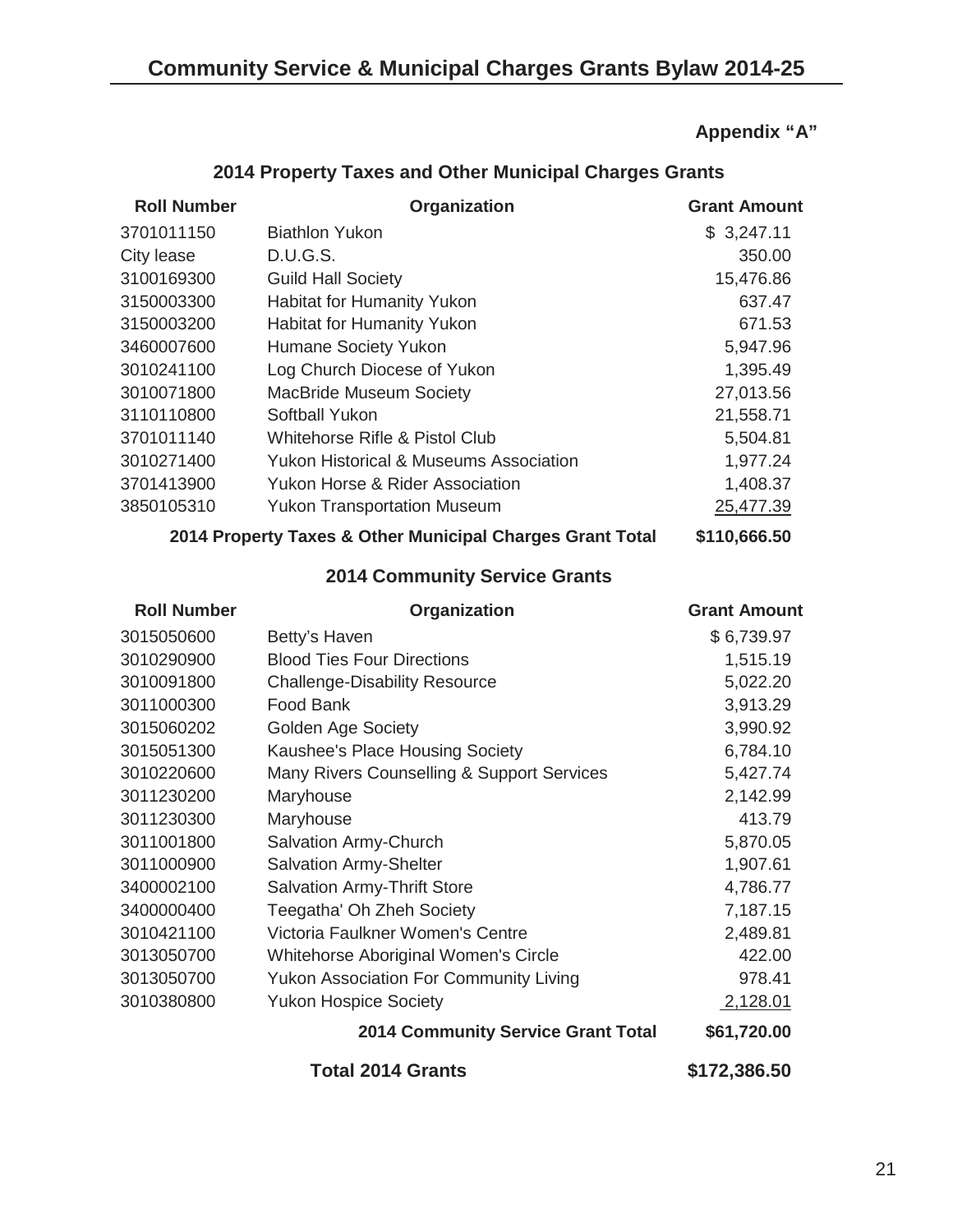# Community Service & Municipal Charges Grants Bylaw 2014-25

**Appendix "A"**

## 2014 Property Taxes and Other Municipal Charges Grants

| Roll Number | Organization | Grant Amount |
|---|---|---|
| 3701011150 | Biathlon Yukon | $ 3,247.11 |
| City lease | D.U.G.S. | 350.00 |
| 3100169300 | Guild Hall Society | 15,476.86 |
| 3150003300 | Habitat for Humanity Yukon | 637.47 |
| 3150003200 | Habitat for Humanity Yukon | 671.53 |
| 3460007600 | Humane Society Yukon | 5,947.96 |
| 3010241100 | Log Church Diocese of Yukon | 1,395.49 |
| 3010071800 | MacBride Museum Society | 27,013.56 |
| 3110110800 | Softball Yukon | 21,558.71 |
| 3701011140 | Whitehorse Rifle & Pistol Club | 5,504.81 |
| 3010271400 | Yukon Historical & Museums Association | 1,977.24 |
| 3701413900 | Yukon Horse & Rider Association | 1,408.37 |
| 3850105310 | Yukon Transportation Museum | 25,477.39 |
| | **2014 Property Taxes & Other Municipal Charges Grant Total** | **$110,666.50** |

## 2014 Community Service Grants

| Roll Number | Organization | Grant Amount |
|---|---|---|
| 3015050600 | Betty's Haven | $ 6,739.97 |
| 3010290900 | Blood Ties Four Directions | 1,515.19 |
| 3010091800 | Challenge-Disability Resource | 5,022.20 |
| 3011000300 | Food Bank | 3,913.29 |
| 3015060202 | Golden Age Society | 3,990.92 |
| 3015051300 | Kaushee's Place Housing Society | 6,784.10 |
| 3010220600 | Many Rivers Counselling & Support Services | 5,427.74 |
| 3011230200 | Maryhouse | 2,142.99 |
| 3011230300 | Maryhouse | 413.79 |
| 3011001800 | Salvation Army-Church | 5,870.05 |
| 3011000900 | Salvation Army-Shelter | 1,907.61 |
| 3400002100 | Salvation Army-Thrift Store | 4,786.77 |
| 3400000400 | Teegatha' Oh Zheh Society | 7,187.15 |
| 3010421100 | Victoria Faulkner Women's Centre | 2,489.81 |
| 3013050700 | Whitehorse Aboriginal Women's Circle | 422.00 |
| 3013050700 | Yukon Association For Community Living | 978.41 |
| 3010380800 | Yukon Hospice Society | 2,128.01 |
| | **2014 Community Service Grant Total** | **$61,720.00** |
| | **Total 2014 Grants** | **$172,386.50** |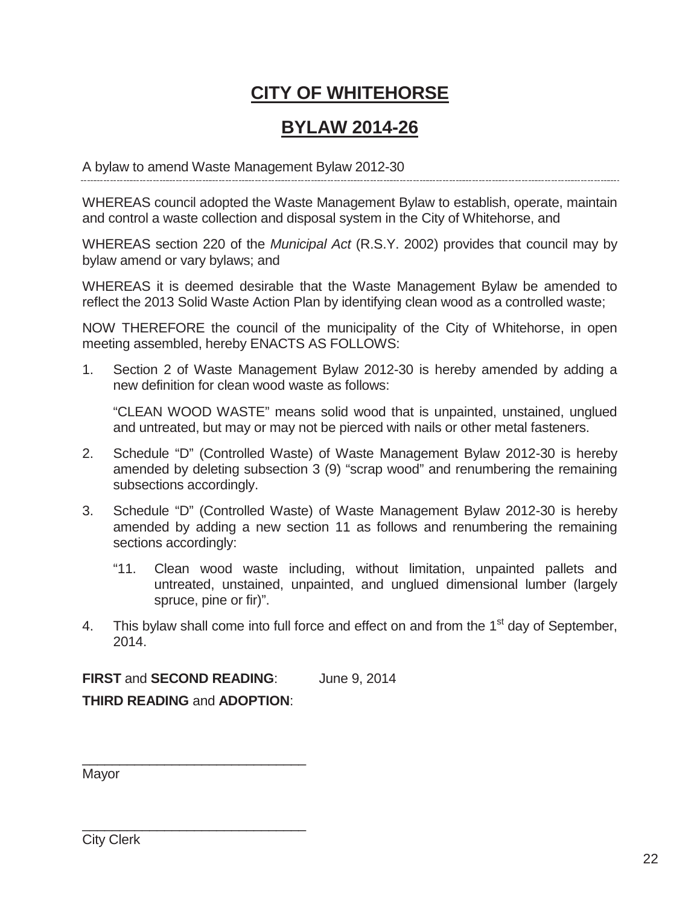# CITY OF WHITEHORSE

# BYLAW 2014-26

A bylaw to amend Waste Management Bylaw 2012-30

---

WHEREAS council adopted the Waste Management Bylaw to establish, operate, maintain and control a waste collection and disposal system in the City of Whitehorse, and

WHEREAS section 220 of the *Municipal Act* (R.S.Y. 2002) provides that council may by bylaw amend or vary bylaws; and

WHEREAS it is deemed desirable that the Waste Management Bylaw be amended to reflect the 2013 Solid Waste Action Plan by identifying clean wood as a controlled waste;

NOW THEREFORE the council of the municipality of the City of Whitehorse, in open meeting assembled, hereby ENACTS AS FOLLOWS:

1. Section 2 of Waste Management Bylaw 2012-30 is hereby amended by adding a new definition for clean wood waste as follows:

   "CLEAN WOOD WASTE" means solid wood that is unpainted, unstained, unglued and untreated, but may or may not be pierced with nails or other metal fasteners.

2. Schedule "D" (Controlled Waste) of Waste Management Bylaw 2012-30 is hereby amended by deleting subsection 3 (9) "scrap wood" and renumbering the remaining subsections accordingly.

3. Schedule "D" (Controlled Waste) of Waste Management Bylaw 2012-30 is hereby amended by adding a new section 11 as follows and renumbering the remaining sections accordingly:

   "11. Clean wood waste including, without limitation, unpainted pallets and untreated, unstained, unpainted, and unglued dimensional lumber (largely spruce, pine or fir)".

4. This bylaw shall come into full force and effect on and from the 1st day of September, 2014.

**FIRST** and **SECOND READING**: June 9, 2014

**THIRD READING** and **ADOPTION**:

\_\_\_\_\_\_\_\_\_\_\_\_\_\_\_\_\_\_\_\_\_\_\_\_\_\_\_\_\_\_
Mayor

\_\_\_\_\_\_\_\_\_\_\_\_\_\_\_\_\_\_\_\_\_\_\_\_\_\_\_\_\_\_
City Clerk